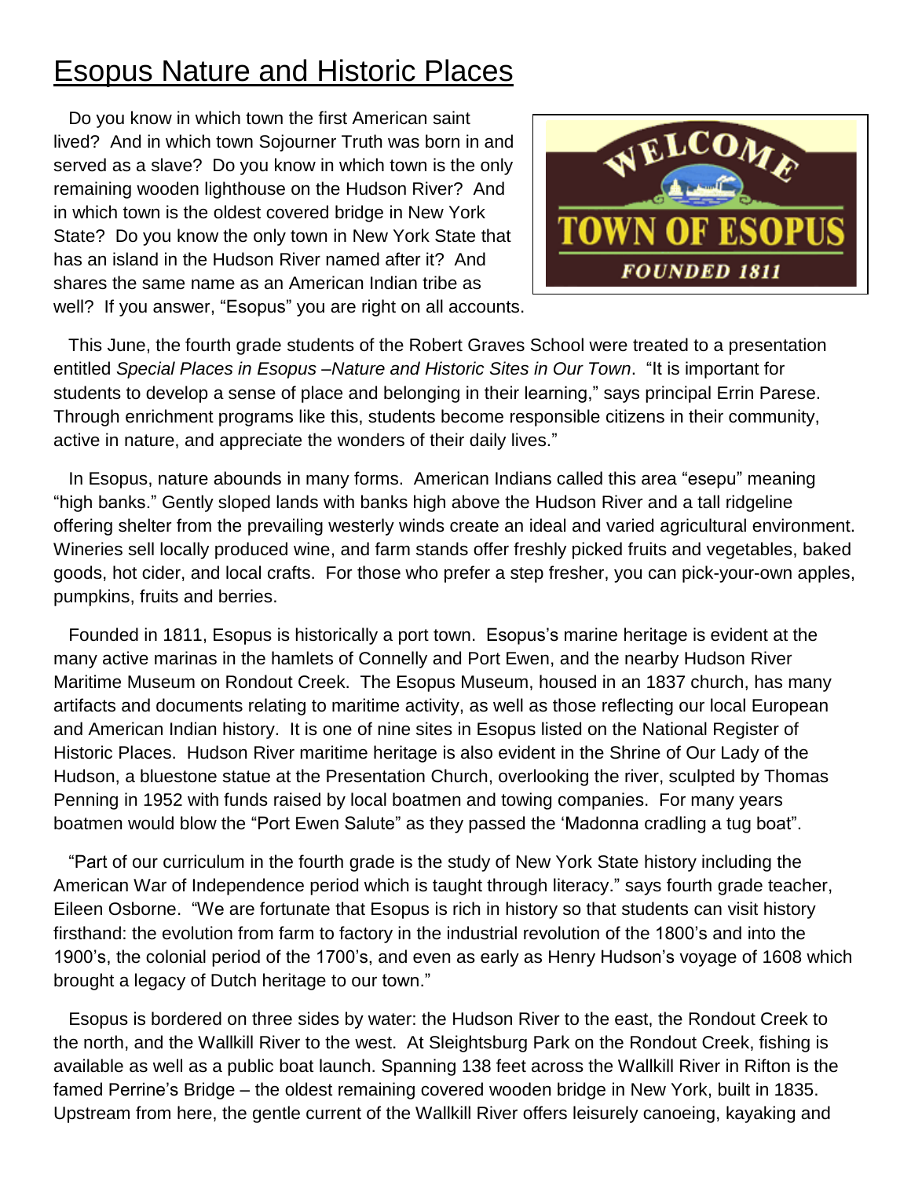# Esopus Nature and Historic Places

Do you know in which town the first American saint lived? And in which town Sojourner Truth was born in and served as a slave? Do you know in which town is the only remaining wooden lighthouse on the Hudson River? And in which town is the oldest covered bridge in New York State? Do you know the only town in New York State that has an island in the Hudson River named after it? And shares the same name as an American Indian tribe as well? If you answer, "Esopus" you are right on all accounts.

WELCOME
TOWN OF ESOPUS
FOUNDED 1811

This June, the fourth grade students of the Robert Graves School were treated to a presentation entitled *Special Places in Esopus –Nature and Historic Sites in Our Town*. "It is important for students to develop a sense of place and belonging in their learning," says principal Errin Parese. Through enrichment programs like this, students become responsible citizens in their community, active in nature, and appreciate the wonders of their daily lives."

In Esopus, nature abounds in many forms. American Indians called this area "esepu" meaning "high banks." Gently sloped lands with banks high above the Hudson River and a tall ridgeline offering shelter from the prevailing westerly winds create an ideal and varied agricultural environment. Wineries sell locally produced wine, and farm stands offer freshly picked fruits and vegetables, baked goods, hot cider, and local crafts. For those who prefer a step fresher, you can pick-your-own apples, pumpkins, fruits and berries.

Founded in 1811, Esopus is historically a port town. Esopus's marine heritage is evident at the many active marinas in the hamlets of Connelly and Port Ewen, and the nearby Hudson River Maritime Museum on Rondout Creek. The Esopus Museum, housed in an 1837 church, has many artifacts and documents relating to maritime activity, as well as those reflecting our local European and American Indian history. It is one of nine sites in Esopus listed on the National Register of Historic Places. Hudson River maritime heritage is also evident in the Shrine of Our Lady of the Hudson, a bluestone statue at the Presentation Church, overlooking the river, sculpted by Thomas Penning in 1952 with funds raised by local boatmen and towing companies. For many years boatmen would blow the "Port Ewen Salute" as they passed the 'Madonna cradling a tug boat".

"Part of our curriculum in the fourth grade is the study of New York State history including the American War of Independence period which is taught through literacy." says fourth grade teacher, Eileen Osborne. "We are fortunate that Esopus is rich in history so that students can visit history firsthand: the evolution from farm to factory in the industrial revolution of the 1800's and into the 1900's, the colonial period of the 1700's, and even as early as Henry Hudson's voyage of 1608 which brought a legacy of Dutch heritage to our town."

Esopus is bordered on three sides by water: the Hudson River to the east, the Rondout Creek to the north, and the Wallkill River to the west. At Sleightsburg Park on the Rondout Creek, fishing is available as well as a public boat launch. Spanning 138 feet across the Wallkill River in Rifton is the famed Perrine's Bridge – the oldest remaining covered wooden bridge in New York, built in 1835. Upstream from here, the gentle current of the Wallkill River offers leisurely canoeing, kayaking and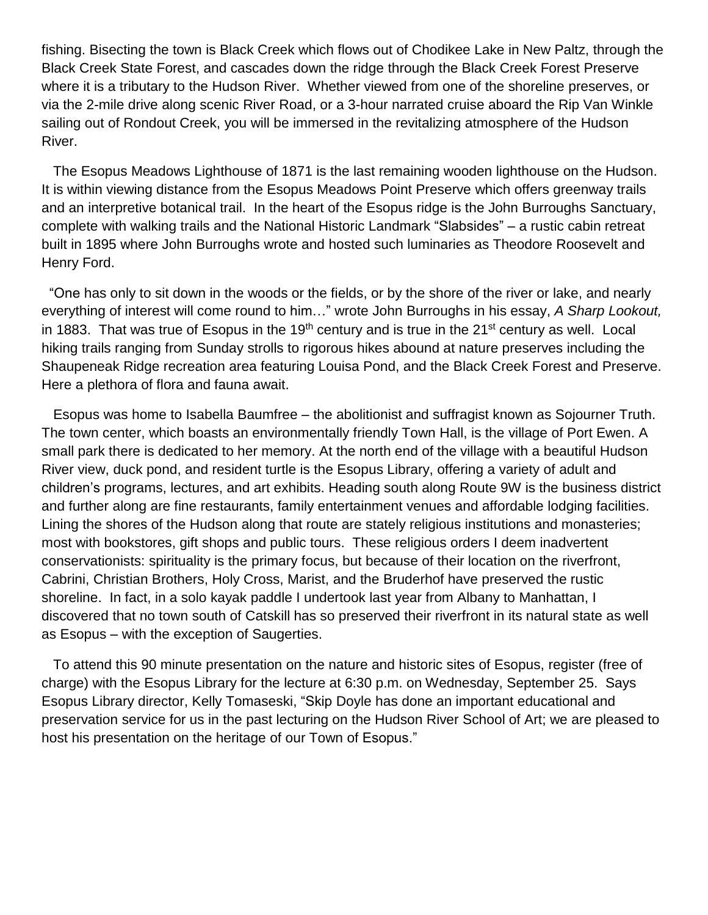fishing. Bisecting the town is Black Creek which flows out of Chodikee Lake in New Paltz, through the Black Creek State Forest, and cascades down the ridge through the Black Creek Forest Preserve where it is a tributary to the Hudson River. Whether viewed from one of the shoreline preserves, or via the 2-mile drive along scenic River Road, or a 3-hour narrated cruise aboard the Rip Van Winkle sailing out of Rondout Creek, you will be immersed in the revitalizing atmosphere of the Hudson River.

The Esopus Meadows Lighthouse of 1871 is the last remaining wooden lighthouse on the Hudson. It is within viewing distance from the Esopus Meadows Point Preserve which offers greenway trails and an interpretive botanical trail. In the heart of the Esopus ridge is the John Burroughs Sanctuary, complete with walking trails and the National Historic Landmark "Slabsides" – a rustic cabin retreat built in 1895 where John Burroughs wrote and hosted such luminaries as Theodore Roosevelt and Henry Ford.

"One has only to sit down in the woods or the fields, or by the shore of the river or lake, and nearly everything of interest will come round to him…" wrote John Burroughs in his essay, *A Sharp Lookout,* in 1883. That was true of Esopus in the 19th century and is true in the 21st century as well. Local hiking trails ranging from Sunday strolls to rigorous hikes abound at nature preserves including the Shaupeneak Ridge recreation area featuring Louisa Pond, and the Black Creek Forest and Preserve. Here a plethora of flora and fauna await.

Esopus was home to Isabella Baumfree – the abolitionist and suffragist known as Sojourner Truth. The town center, which boasts an environmentally friendly Town Hall, is the village of Port Ewen. A small park there is dedicated to her memory. At the north end of the village with a beautiful Hudson River view, duck pond, and resident turtle is the Esopus Library, offering a variety of adult and children's programs, lectures, and art exhibits. Heading south along Route 9W is the business district and further along are fine restaurants, family entertainment venues and affordable lodging facilities. Lining the shores of the Hudson along that route are stately religious institutions and monasteries; most with bookstores, gift shops and public tours. These religious orders I deem inadvertent conservationists: spirituality is the primary focus, but because of their location on the riverfront, Cabrini, Christian Brothers, Holy Cross, Marist, and the Bruderhof have preserved the rustic shoreline. In fact, in a solo kayak paddle I undertook last year from Albany to Manhattan, I discovered that no town south of Catskill has so preserved their riverfront in its natural state as well as Esopus – with the exception of Saugerties.

To attend this 90 minute presentation on the nature and historic sites of Esopus, register (free of charge) with the Esopus Library for the lecture at 6:30 p.m. on Wednesday, September 25. Says Esopus Library director, Kelly Tomaseski, "Skip Doyle has done an important educational and preservation service for us in the past lecturing on the Hudson River School of Art; we are pleased to host his presentation on the heritage of our Town of Esopus."